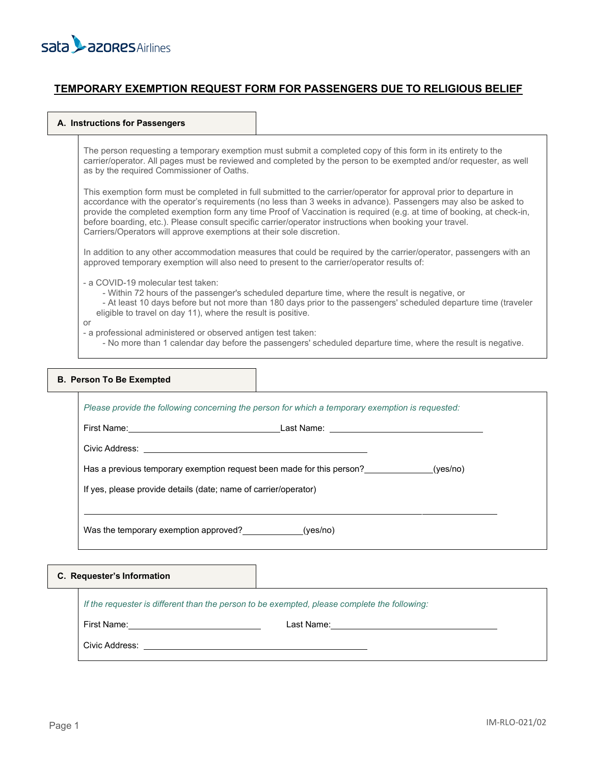sata azores Airlines

# TEMPORARY EXEMPTION REQUEST FORM FOR PASSENGERS DUE TO RELIGIOUS BELIEF

## A. Instructions for Passengers

The person requesting a temporary exemption must submit a completed copy of this form in its entirety to the carrier/operator. All pages must be reviewed and completed by the person to be exempted and/or requester, as well as by the required Commissioner of Oaths.

This exemption form must be completed in full submitted to the carrier/operator for approval prior to departure in accordance with the operator's requirements (no less than 3 weeks in advance). Passengers may also be asked to provide the completed exemption form any time Proof of Vaccination is required (e.g. at time of booking, at check-in, before boarding, etc.). Please consult specific carrier/operator instructions when booking your travel. Carriers/Operators will approve exemptions at their sole discretion.

In addition to any other accommodation measures that could be required by the carrier/operator, passengers with an approved temporary exemption will also need to present to the carrier/operator results of:

- a COVID-19 molecular test taken:
    - Within 72 hours of the passenger's scheduled departure time, where the result is negative, or
    - At least 10 days before but not more than 180 days prior to the passengers' scheduled departure time (traveler eligible to travel on day 11), where the result is positive.

or

- a professional administered or observed antigen test taken:
    - No more than 1 calendar day before the passengers' scheduled departure time, where the result is negative.

## B. Person To Be Exempted

*Please provide the following concerning the person for which a temporary exemption is requested:*

First Name: ______________________ Last Name: ______________________

Civic Address: ______________________

Has a previous temporary exemption request been made for this person? __________ (yes/no)

If yes, please provide details (date; name of carrier/operator)

______________________________________________

Was the temporary exemption approved? __________ (yes/no)

## C. Requester's Information

*If the requester is different than the person to be exempted, please complete the following:*

First Name: ______________________ Last Name: ______________________

Civic Address: ______________________

IM-RLO-021/02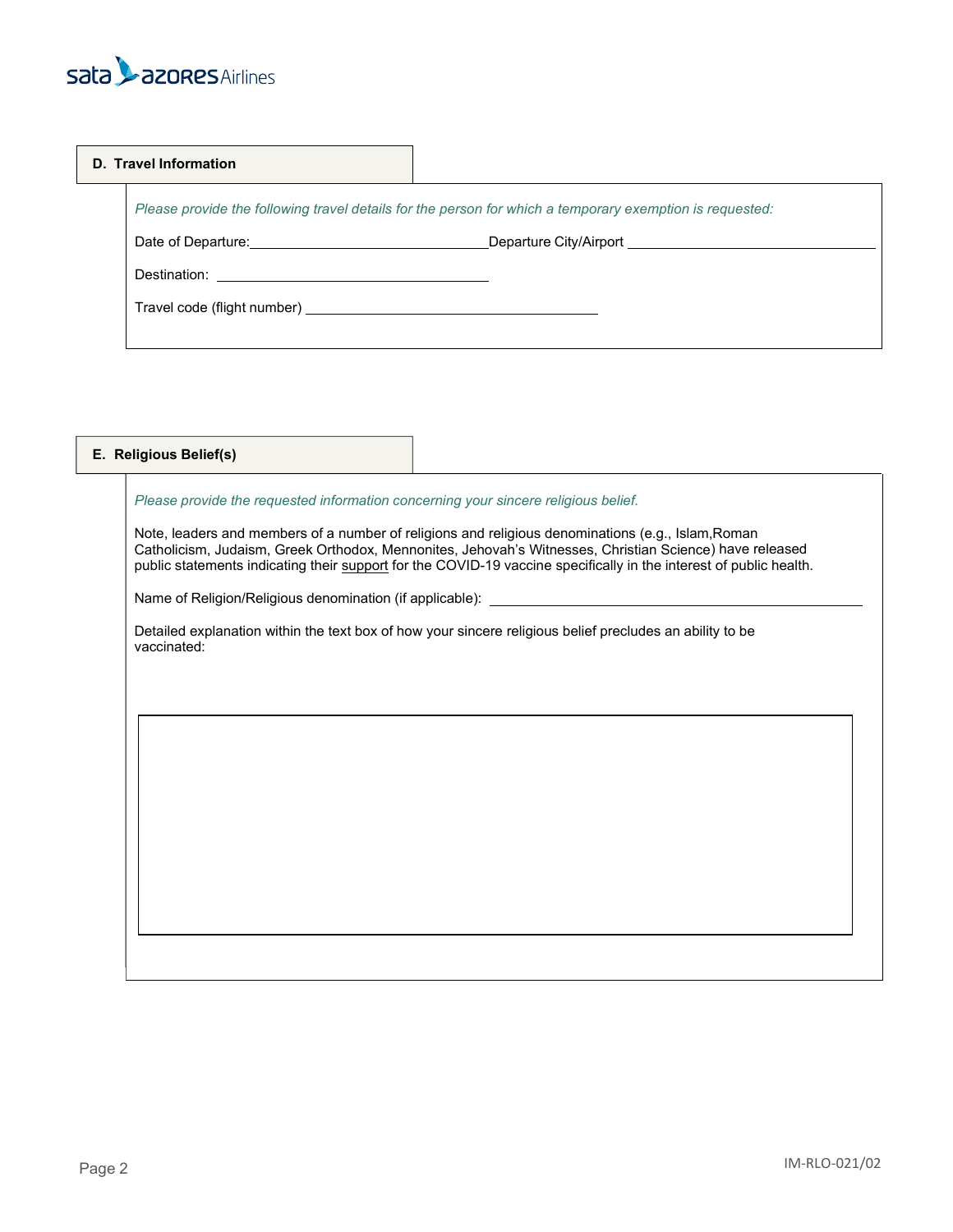## D. Travel Information

*Please provide the following travel details for the person for which a temporary exemption is requested:*

Date of Departure: ______________________ Departure City/Airport ______________________

Destination: ______________________

Travel code (flight number) ______________________

## E. Religious Belief(s)

*Please provide the requested information concerning your sincere religious belief.*

Note, leaders and members of a number of religions and religious denominations (e.g., Islam,Roman Catholicism, Judaism, Greek Orthodox, Mennonites, Jehovah's Witnesses, Christian Science) have released public statements indicating their support for the COVID-19 vaccine specifically in the interest of public health.

Name of Religion/Religious denomination (if applicable): ______________________

Detailed explanation within the text box of how your sincere religious belief precludes an ability to be vaccinated:

|   |
|---|
|   |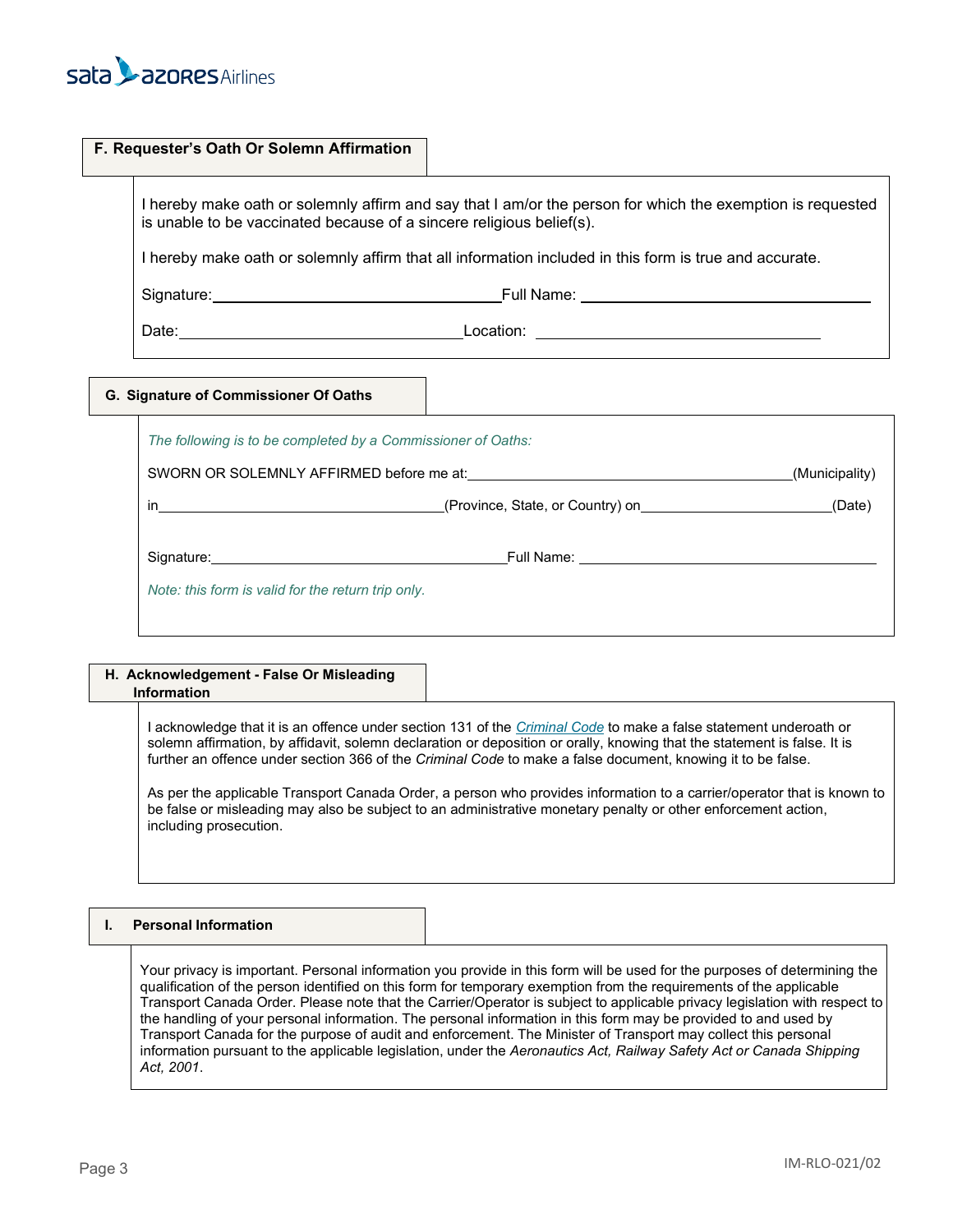## F. Requester's Oath Or Solemn Affirmation

I hereby make oath or solemnly affirm and say that I am/or the person for which the exemption is requested is unable to be vaccinated because of a sincere religious belief(s).

I hereby make oath or solemnly affirm that all information included in this form is true and accurate.

Signature: ______________________________ Full Name: ______________________________

Date: ______________________________ Location: ______________________________

## G. Signature of Commissioner Of Oaths

*The following is to be completed by a Commissioner of Oaths:*

SWORN OR SOLEMNLY AFFIRMED before me at: ______________________________ (Municipality)

in ______________________________ (Province, State, or Country) on ____________________ (Date)

Signature: ______________________________ Full Name: ______________________________

*Note: this form is valid for the return trip only.*

## H. Acknowledgement - False Or Misleading Information

I acknowledge that it is an offence under section 131 of the *Criminal Code* to make a false statement underoath or solemn affirmation, by affidavit, solemn declaration or deposition or orally, knowing that the statement is false. It is further an offence under section 366 of the *Criminal Code* to make a false document, knowing it to be false.

As per the applicable Transport Canada Order, a person who provides information to a carrier/operator that is known to be false or misleading may also be subject to an administrative monetary penalty or other enforcement action, including prosecution.

## I. Personal Information

Your privacy is important. Personal information you provide in this form will be used for the purposes of determining the qualification of the person identified on this form for temporary exemption from the requirements of the applicable Transport Canada Order. Please note that the Carrier/Operator is subject to applicable privacy legislation with respect to the handling of your personal information. The personal information in this form may be provided to and used by Transport Canada for the purpose of audit and enforcement. The Minister of Transport may collect this personal information pursuant to the applicable legislation, under the *Aeronautics Act, Railway Safety Act or Canada Shipping Act, 2001*.

IM-RLO-021/02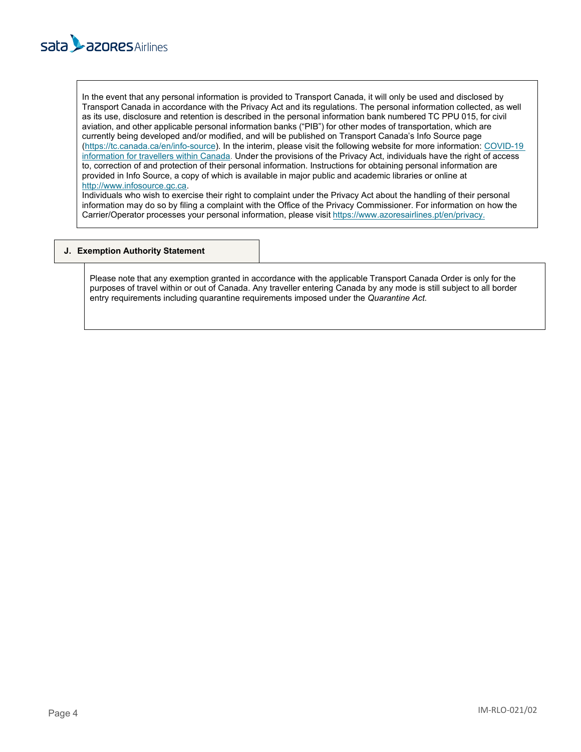In the event that any personal information is provided to Transport Canada, it will only be used and disclosed by Transport Canada in accordance with the Privacy Act and its regulations. The personal information collected, as well as its use, disclosure and retention is described in the personal information bank numbered TC PPU 015, for civil aviation, and other applicable personal information banks ("PIB") for other modes of transportation, which are currently being developed and/or modified, and will be published on Transport Canada's Info Source page (https://tc.canada.ca/en/info-source). In the interim, please visit the following website for more information: COVID-19 information for travellers within Canada. Under the provisions of the Privacy Act, individuals have the right of access to, correction of and protection of their personal information. Instructions for obtaining personal information are provided in Info Source, a copy of which is available in major public and academic libraries or online at http://www.infosource.gc.ca.

Individuals who wish to exercise their right to complaint under the Privacy Act about the handling of their personal information may do so by filing a complaint with the Office of the Privacy Commissioner. For information on how the Carrier/Operator processes your personal information, please visit https://www.azoresairlines.pt/en/privacy.

## J. Exemption Authority Statement

Please note that any exemption granted in accordance with the applicable Transport Canada Order is only for the purposes of travel within or out of Canada. Any traveller entering Canada by any mode is still subject to all border entry requirements including quarantine requirements imposed under the *Quarantine Act.*

IM-RLO-021/02